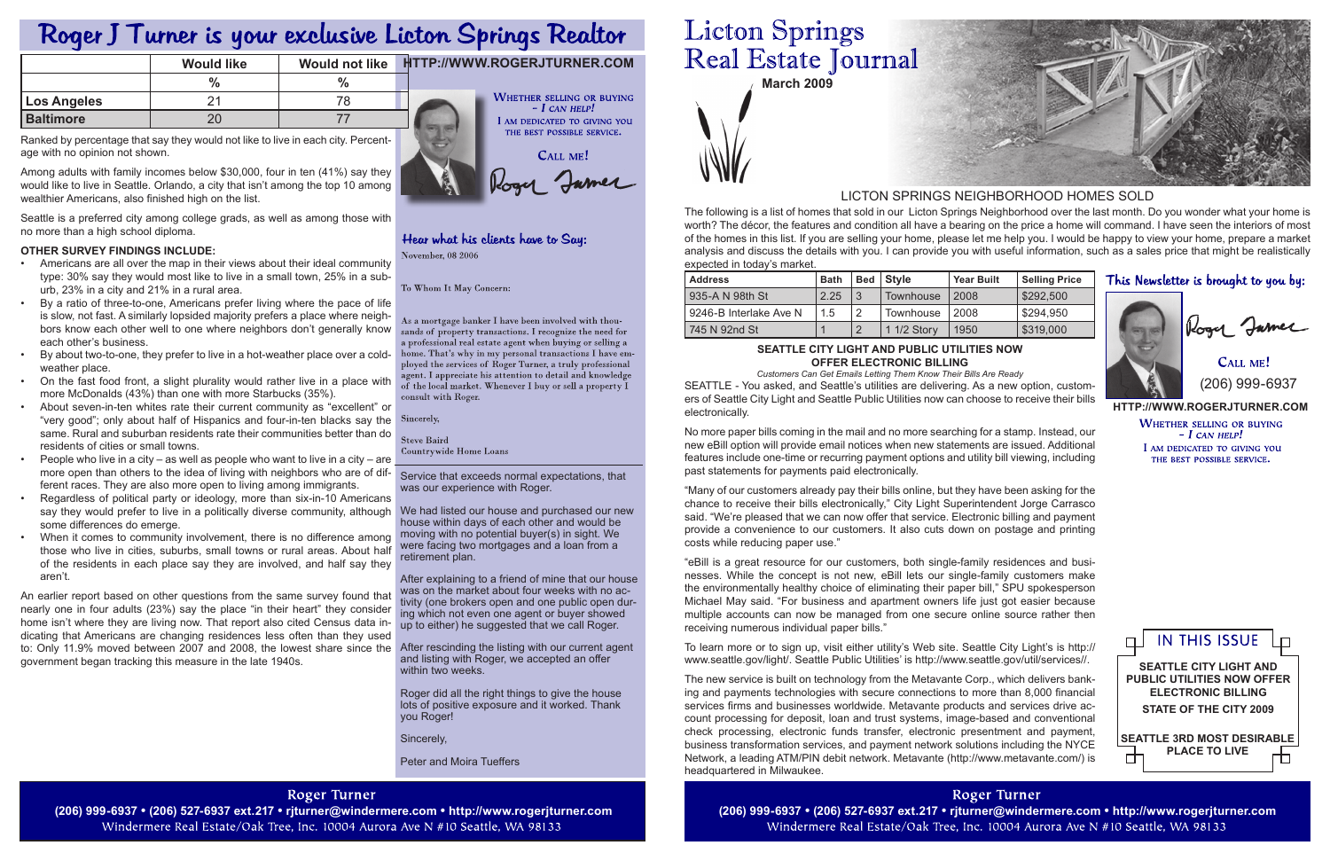# Roger J Turner is your exclusive Licton Springs Realtor

| | Would like | Would not like |
|---|---|---|
| | % | % |
| Los Angeles | 21 | 78 |
| Baltimore | 20 | 77 |

Ranked by percentage that say they would not like to live in each city. Percentage with no opinion not shown.

Among adults with family incomes below $30,000, four in ten (41%) say they would like to live in Seattle. Orlando, a city that isn't among the top 10 among wealthier Americans, also finished high on the list.

Seattle is a preferred city among college grads, as well as among those with no more than a high school diploma.

**OTHER SURVEY FINDINGS INCLUDE:**

- Americans are all over the map in their views about their ideal community type: 30% say they would most like to live in a small town, 25% in a suburb, 23% in a city and 21% in a rural area.
- By a ratio of three-to-one, Americans prefer living where the pace of life is slow, not fast. A similarly lopsided majority prefers a place where neighbors know each other well to one where neighbors don't generally know each other's business.
- By about two-to-one, they prefer to live in a hot-weather place over a cold-weather place.
- On the fast food front, a slight plurality would rather live in a place with more McDonalds (43%) than one with more Starbucks (35%).
- About seven-in-ten whites rate their current community as "excellent" or "very good"; only about half of Hispanics and four-in-ten blacks say the same. Rural and suburban residents rate their communities better than do residents of cities or small towns.
- People who live in a city – as well as people who want to live in a city – are more open than others to the idea of living with neighbors who are of different races. They are also more open to living among immigrants.
- Regardless of political party or ideology, more than six-in-10 Americans say they would prefer to live in a politically diverse community, although some differences do emerge.
- When it comes to community involvement, there is no difference among those who live in cities, suburbs, small towns or rural areas. About half of the residents in each place say they are involved, and half say they aren't.

An earlier report based on other questions from the same survey found that nearly one in four adults (23%) say the place "in their heart" they consider home isn't where they are living now. That report also cited Census data indicating that Americans are changing residences less often than they used to: Only 11.9% moved between 2007 and 2008, the lowest share since the government began tracking this measure in the late 1940s.

HTTP://WWW.ROGERJTURNER.COM

WHETHER SELLING OR BUYING – I CAN HELP! I AM DEDICATED TO GIVING YOU THE BEST POSSIBLE SERVICE.

CALL ME!

Roger Turner

## Hear what his clients have to Say:

November, 08 2006

To Whom It May Concern:

As a mortgage banker I have been involved with thousands of property transactions. I recognize the need for a professional real estate agent when buying or selling a home. That's why in my personal transactions I have employed the services of Roger Turner, a truly professional agent. I appreciate his attention to detail and knowledge of the local market. Whenever I buy or sell a property I consult with Roger.

Sincerely,

Steve Baird
Countrywide Home Loans

---

Service that exceeds normal expectations, that was our experience with Roger.

We had listed our house and purchased our new house within days of each other and would be moving with no potential buyer(s) in sight. We were facing two mortgages and a loan from a retirement plan.

After explaining to a friend of mine that our house was on the market about four weeks with no activity (one brokers open and one public open during which not even one agent or buyer showed up to either) he suggested that we call Roger.

After rescinding the listing with our current agent and listing with Roger, we accepted an offer within two weeks.

Roger did all the right things to give the house lots of positive exposure and it worked. Thank you Roger!

Sincerely,

Peter and Moira Tueffers

**Roger Turner**
**(206) 999-6937 • (206) 527-6937 ext.217 • rjturner@windermere.com • http://www.rogerjturner.com**
Windermere Real Estate/Oak Tree, Inc. 10004 Aurora Ave N #10 Seattle, WA 98133

# Licton Springs Real Estate Journal

**March 2009**

## LICTON SPRINGS NEIGHBORHOOD HOMES SOLD

The following is a list of homes that sold in our Licton Springs Neighborhood over the last month. Do you wonder what your home is worth? The décor, the features and condition all have a bearing on the price a home will command. I have seen the interiors of most of the homes in this list. If you are selling your home, please let me help you. I would be happy to view your home, prepare a market analysis and discuss the details with you. I can provide you with useful information, such as a sales price that might be realistically expected in today's market.

| Address | Bath | Bed | Style | Year Built | Selling Price |
|---|---|---|---|---|---|
| 935-A N 98th St | 2.25 | 3 | Townhouse | 2008 | $292,500 |
| 9246-B Interlake Ave N | 1.5 | 2 | Townhouse | 2008 | $294,950 |
| 745 N 92nd St | 1 | 2 | 1 1/2 Story | 1950 | $319,000 |

### SEATTLE CITY LIGHT AND SEATTLE PUBLIC UTILITIES NOW OFFER ELECTRONIC BILLING

*Customers Can Get Emails Letting Them Know Their Bills Are Ready*

SEATTLE - You asked, and Seattle's utilities are delivering. As a new option, customers of Seattle City Light and Seattle Public Utilities now can choose to receive their bills electronically.

No more paper bills coming in the mail and no more searching for a stamp. Instead, our new eBill option will provide email notices when new statements are issued. Additional features include one-time or recurring payment options and utility bill viewing, including past statements for payments paid electronically.

"Many of our customers already pay their bills online, but they have been asking for the chance to receive their bills electronically," City Light Superintendent Jorge Carrasco said. "We're pleased that we can now offer that service. Electronic billing and payment provide a convenience to our customers. It also cuts down on postage and printing costs while reducing paper use."

"eBill is a great resource for our customers, both single-family residences and businesses. While the concept is not new, eBill lets our single-family customers make the environmentally healthy choice of eliminating their paper bill," SPU spokesperson Michael May said. "For business and apartment owners life just got easier because multiple accounts can now be managed from one secure online source rather then receiving numerous individual paper bills."

To learn more or to sign up, visit either utility's Web site. Seattle City Light's is http://www.seattle.gov/light/. Seattle Public Utilities' is http://www.seattle.gov/util/services//.

The new service is built on technology from the Metavante Corp., which delivers banking and payments technologies with secure connections to more than 8,000 financial services firms and businesses worldwide. Metavante products and services drive account processing for deposit, loan and trust systems, image-based and conventional check processing, electronic funds transfer, electronic presentment and payment, business transformation services, and payment network solutions including the NYCE Network, a leading ATM/PIN debit network. Metavante (http://www.metavante.com/) is headquartered in Milwaukee.

**This Newsletter is brought to you by:**

Roger Turner

CALL ME!
(206) 999-6937

HTTP://WWW.ROGERJTURNER.COM

WHETHER SELLING OR BUYING – I CAN HELP! I AM DEDICATED TO GIVING YOU THE BEST POSSIBLE SERVICE.

## IN THIS ISSUE

**SEATTLE CITY LIGHT AND PUBLIC UTILITIES NOW OFFER ELECTRONIC BILLING**

**STATE OF THE CITY 2009**

**SEATTLE 3RD MOST DESIRABLE PLACE TO LIVE**

**Roger Turner**
**(206) 999-6937 • (206) 527-6937 ext.217 • rjturner@windermere.com • http://www.rogerjturner.com**
Windermere Real Estate/Oak Tree, Inc. 10004 Aurora Ave N #10 Seattle, WA 98133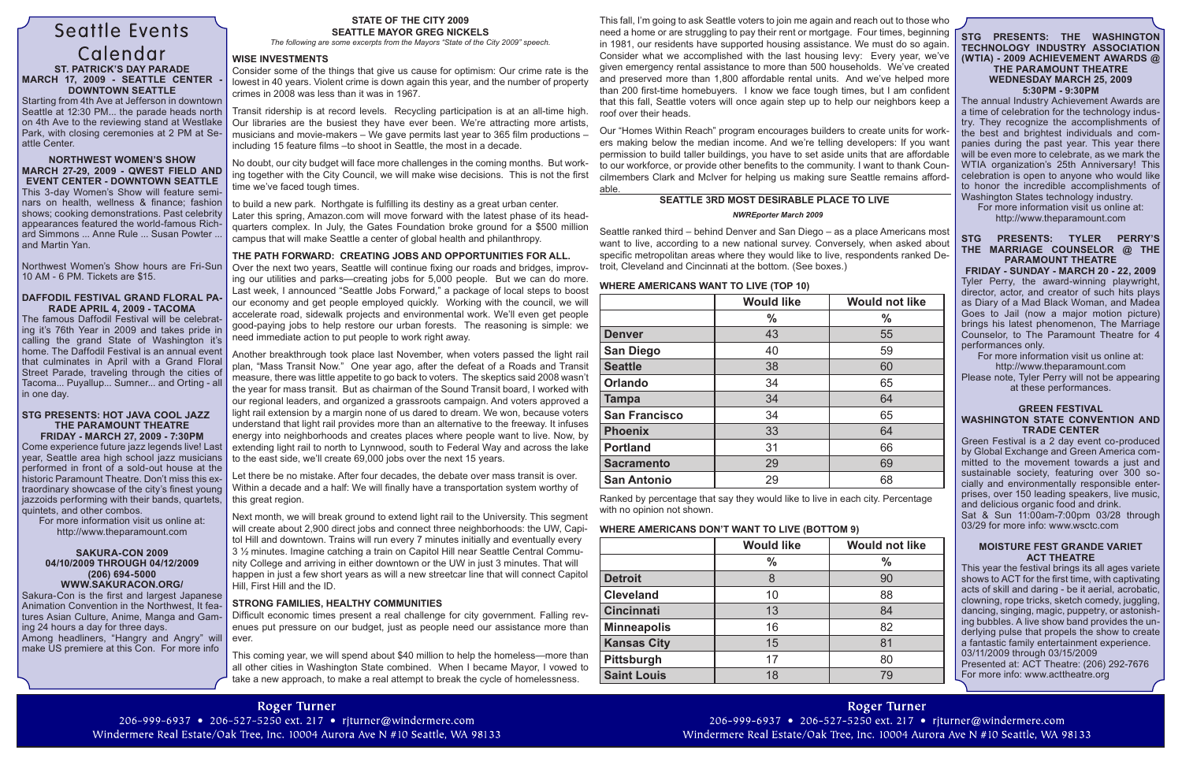# Seattle Events Calendar

### ST. PATRICK'S DAY PARADE
### MARCH 17, 2009 - SEATTLE CENTER - DOWNTOWN SEATTLE

Starting from 4th Ave at Jefferson in downtown Seattle at 12:30 PM... the parade heads north on 4th Ave to the reviewing stand at Westlake Park, with closing ceremonies at 2 PM at Seattle Center.

### NORTHWEST WOMEN'S SHOW
### MARCH 27-29, 2009 - QWEST FIELD AND EVENT CENTER - DOWNTOWN SEATTLE

This 3-day Women's Show will feature seminars on health, wellness & finance; fashion shows; cooking demonstrations. Past celebrity appearances featured the world-famous Richard Simmons ... Anne Rule ... Susan Powter ... and Martin Yan.

Northwest Women's Show hours are Fri-Sun 10 AM - 6 PM. Tickets are $15.

### DAFFODIL FESTIVAL GRAND FLORAL PARADE APRIL 4, 2009 - TACOMA

The famous Daffodil Festival will be celebrating it's 76th Year in 2009 and takes pride in calling the grand State of Washington it's home. The Daffodil Festival is an annual event that culminates in April with a Grand Floral Street Parade, traveling through the cities of Tacoma... Puyallup... Sumner... and Orting - all in one day.

### STG PRESENTS: HOT JAVA COOL JAZZ
### THE PARAMOUNT THEATRE
### FRIDAY - MARCH 27, 2009 - 7:30PM

Come experience future jazz legends live! Last year, Seattle area high school jazz musicians performed in front of a sold-out house at the historic Paramount Theatre. Don't miss this extraordinary showcase of the city's finest young jazzoids performing with their bands, quartets, quintets, and other combos.

For more information visit us online at: http://www.theparamount.com

### SAKURA-CON 2009
### 04/10/2009 THROUGH 04/12/2009
### (206) 694-5000
### WWW.SAKURACON.ORG/

Sakura-Con is the first and largest Japanese Animation Convention in the Northwest, It features Asian Culture, Anime, Manga and Gaming 24 hours a day for three days.

Among headliners, "Hangry and Angry" will make US premiere at this Con. For more info

## STATE OF THE CITY 2009
## SEATTLE MAYOR GREG NICKELS

*The following are some excerpts from the Mayors "State of the City 2009" speech.*

### WISE INVESTMENTS

Consider some of the things that give us cause for optimism: Our crime rate is the lowest in 40 years. Violent crime is down again this year, and the number of property crimes in 2008 was less than it was in 1967.

Transit ridership is at record levels. Recycling participation is at an all-time high. Our libraries are the busiest they have ever been. We're attracting more artists, musicians and movie-makers – We gave permits last year to 365 film productions – including 15 feature films –to shoot in Seattle, the most in a decade.

No doubt, our city budget will face more challenges in the coming months. But working together with the City Council, we will make wise decisions. This is not the first time we've faced tough times.

to build a new park. Northgate is fulfilling its destiny as a great urban center.

Later this spring, Amazon.com will move forward with the latest phase of its headquarters complex. In July, the Gates Foundation broke ground for a $500 million campus that will make Seattle a center of global health and philanthropy.

### THE PATH FORWARD: CREATING JOBS AND OPPORTUNITIES FOR ALL.

Over the next two years, Seattle will continue fixing our roads and bridges, improving our utilities and parks—creating jobs for 5,000 people. But we can do more. Last week, I announced "Seattle Jobs Forward," a package of local steps to boost our economy and get people employed quickly. Working with the council, we will accelerate road, sidewalk projects and environmental work. We'll even get people good-paying jobs to help restore our urban forests. The reasoning is simple: we need immediate action to put people to work right away.

Another breakthrough took place last November, when voters passed the light rail plan, "Mass Transit Now." One year ago, after the defeat of a Roads and Transit measure, there was little appetite to go back to voters. The skeptics said 2008 wasn't the year for mass transit. But as chairman of the Sound Transit board, I worked with our regional leaders, and organized a grassroots campaign. And voters approved a light rail extension by a margin none of us dared to dream. We won, because voters understand that light rail provides more than an alternative to the freeway. It infuses energy into neighborhoods and creates places where people want to live. Now, by extending light rail to north to Lynnwood, south to Federal Way and across the lake to the east side, we'll create 69,000 jobs over the next 15 years.

Let there be no mistake. After four decades, the debate over mass transit is over. Within a decade and a half: We will finally have a transportation system worthy of this great region.

Next month, we will break ground to extend light rail to the University. This segment will create about 2,900 direct jobs and connect three neighborhoods: the UW, Capitol Hill and downtown. Trains will run every 7 minutes initially and eventually every 3 ½ minutes. Imagine catching a train on Capitol Hill near Seattle Central Community College and arriving in either downtown or the UW in just 3 minutes. That will happen in just a few short years as will a new streetcar line that will connect Capitol Hill, First Hill and the ID.

### STRONG FAMILIES, HEALTHY COMMUNITIES

Difficult economic times present a real challenge for city government. Falling revenues put pressure on our budget, just as people need our assistance more than ever.

This coming year, we will spend about $40 million to help the homeless—more than all other cities in Washington State combined. When I became Mayor, I vowed to take a new approach, to make a real attempt to break the cycle of homelessness.

This fall, I'm going to ask Seattle voters to join me again and reach out to those who need a home or are struggling to pay their rent or mortgage. Four times, beginning in 1981, our residents have supported housing assistance. We must do so again. Consider what we accomplished with the last housing levy: Every year, we've given emergency rental assistance to more than 500 households. We've created and preserved more than 1,800 affordable rental units. And we've helped more than 200 first-time homebuyers. I know we face tough times, but I am confident that this fall, Seattle voters will once again step up to help our neighbors keep a roof over their heads.

Our "Homes Within Reach" program encourages builders to create units for workers making below the median income. And we're telling developers: If you want permission to build taller buildings, you have to set aside units that are affordable to our workforce, or provide other benefits to the community. I want to thank Councilmembers Clark and McIver for helping us making sure Seattle remains affordable.

## SEATTLE 3RD MOST DESIRABLE PLACE TO LIVE

*NWREporter March 2009*

Seattle ranked third – behind Denver and San Diego – as a place Americans most want to live, according to a new national survey. Conversely, when asked about specific metropolitan areas where they would like to live, respondents ranked Detroit, Cleveland and Cincinnati at the bottom. (See boxes.)

### WHERE AMERICANS WANT TO LIVE (TOP 10)

| | Would like | Would not like |
|---|---|---|
| | % | % |
| Denver | 43 | 55 |
| San Diego | 40 | 59 |
| Seattle | 38 | 60 |
| Orlando | 34 | 65 |
| Tampa | 34 | 64 |
| San Francisco | 34 | 65 |
| Phoenix | 33 | 64 |
| Portland | 31 | 66 |
| Sacramento | 29 | 69 |
| San Antonio | 29 | 68 |

Ranked by percentage that say they would like to live in each city. Percentage with no opinion not shown.

### WHERE AMERICANS DON'T WANT TO LIVE (BOTTOM 9)

| | Would like | Would not like |
|---|---|---|
| | % | % |
| Detroit | 8 | 90 |
| Cleveland | 10 | 88 |
| Cincinnati | 13 | 84 |
| Minneapolis | 16 | 82 |
| Kansas City | 15 | 81 |
| Pittsburgh | 17 | 80 |
| Saint Louis | 18 | 79 |

### STG PRESENTS: THE WASHINGTON TECHNOLOGY INDUSTRY ASSOCIATION (WTIA) - 2009 ACHIEVEMENT AWARDS @ THE PARAMOUNT THEATRE
### WEDNESDAY MARCH 25, 2009
### 5:30PM - 9:30PM

The annual Industry Achievement Awards are a time of celebration for the technology industry. They recognize the accomplishments of the best and brightest individuals and companies during the past year. This year there will be even more to celebrate, as we mark the WTIA organization's 25th Anniversary! This celebration is open to anyone who would like to honor the incredible accomplishments of Washington States technology industry.

For more information visit us online at: http://www.theparamount.com

### STG PRESENTS: TYLER PERRY'S THE MARRIAGE COUNSELOR @ THE PARAMOUNT THEATRE
### FRIDAY - SUNDAY - MARCH 20 - 22, 2009

Tyler Perry, the award-winning playwright, director, actor, and creator of such hits plays as Diary of a Mad Black Woman, and Madea Goes to Jail (now a major motion picture) brings his latest phenomenon, The Marriage Counselor, to The Paramount Theatre for 4 performances only.

For more information visit us online at: http://www.theparamount.com

Please note, Tyler Perry will not be appearing at these performances.

### GREEN FESTIVAL
### WASHINGTON STATE CONVENTION AND TRADE CENTER

Green Festival is a 2 day event co-produced by Global Exchange and Green America committed to the movement towards a just and sustainable society, featuring over 300 socially and environmentally responsible enterprises, over 150 leading speakers, live music, and delicious organic food and drink.

Sat & Sun 11:00am-7:00pm 03/28 through 03/29 for more info: www.wsctc.com

### MOISTURE FEST GRANDE VARIET ACT THEATRE

This year the festival brings its all ages varitete shows to ACT for the first time, with captivating acts of skill and daring - be it aerial, acrobatic, clowning, rope tricks, sketch comedy, juggling, dancing, singing, magic, puppetry, or astonishing bubbles. A live show band provides the underlying pulse that propels the show to create a fantastic family entertainment experience.

03/11/2009 through 03/15/2009

Presented at: ACT Theatre: (206) 292-7676

For more info: www.acttheatre.org

**Roger Turner**
206-999-6937 • 206-527-5250 ext. 217 • rjturner@windermere.com
Windermere Real Estate/Oak Tree, Inc. 10004 Aurora Ave N #10 Seattle, WA 98133